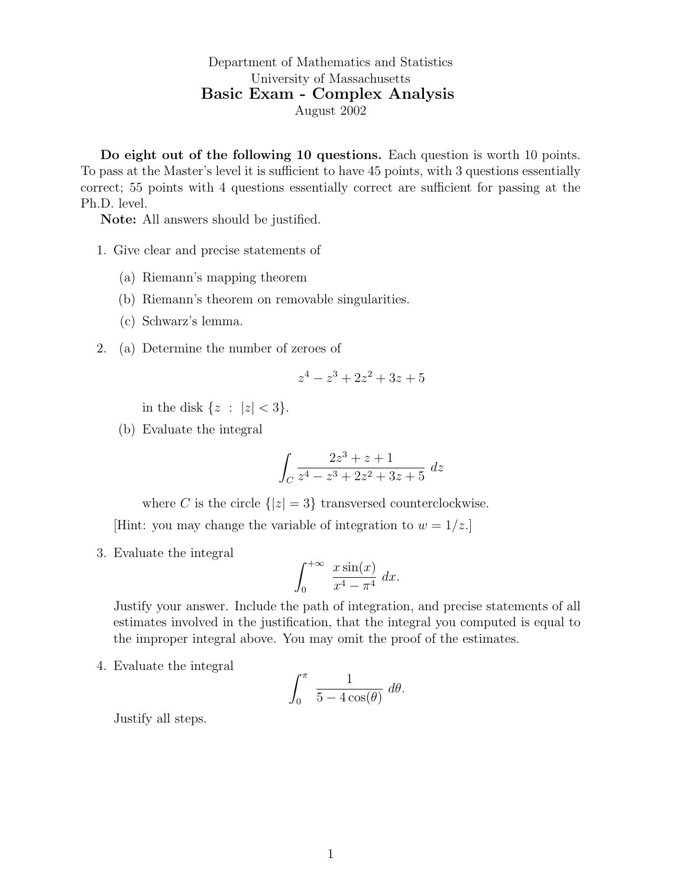Department of Mathematics and Statistics
University of Massachusetts

# Basic Exam - Complex Analysis

August 2002

**Do eight out of the following 10 questions.** Each question is worth 10 points. To pass at the Master's level it is sufficient to have 45 points, with 3 questions essentially correct; 55 points with 4 questions essentially correct are sufficient for passing at the Ph.D. level.

**Note:** All answers should be justified.

1. Give clear and precise statements of
   (a) Riemann's mapping theorem
   (b) Riemann's theorem on removable singularities.
   (c) Schwarz's lemma.

2. (a) Determine the number of zeroes of
   $$z^4 - z^3 + 2z^2 + 3z + 5$$
   in the disk $\{z \ : \ |z| < 3\}$.
   
   (b) Evaluate the integral
   $$\int_C \frac{2z^3 + z + 1}{z^4 - z^3 + 2z^2 + 3z + 5} \, dz$$
   where $C$ is the circle $\{|z| = 3\}$ transversed counterclockwise.
   
   [Hint: you may change the variable of integration to $w = 1/z$.]

3. Evaluate the integral
   $$\int_0^{+\infty} \frac{x \sin(x)}{x^4 - \pi^4} \, dx.$$
   Justify your answer. Include the path of integration, and precise statements of all estimates involved in the justification, that the integral you computed is equal to the improper integral above. You may omit the proof of the estimates.

4. Evaluate the integral
   $$\int_0^{\pi} \frac{1}{5 - 4\cos(\theta)} \, d\theta.$$
   Justify all steps.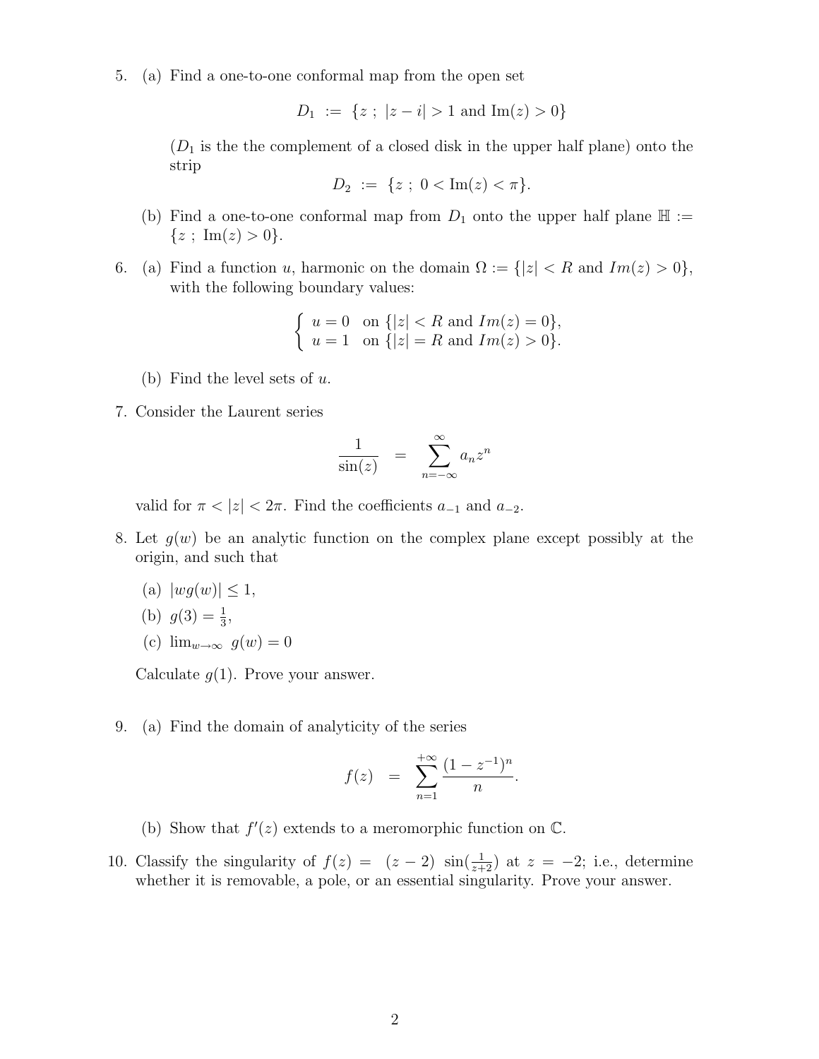5. (a) Find a one-to-one conformal map from the open set

$$D_1 \;:=\; \{z\;;\;|z-i|>1 \text{ and } \mathrm{Im}(z)>0\}$$

($D_1$ is the the complement of a closed disk in the upper half plane) onto the strip

$$D_2 \;:=\; \{z\;;\;0<\mathrm{Im}(z)<\pi\}.$$

(b) Find a one-to-one conformal map from $D_1$ onto the upper half plane $\mathbb{H} := \{z\;;\;\mathrm{Im}(z)>0\}$.

6. (a) Find a function $u$, harmonic on the domain $\Omega := \{|z| < R \text{ and } Im(z) > 0\}$, with the following boundary values:

$$\begin{cases} u = 0 & \text{on } \{|z| < R \text{ and } Im(z) = 0\}, \\ u = 1 & \text{on } \{|z| = R \text{ and } Im(z) > 0\}. \end{cases}$$

(b) Find the level sets of $u$.

7. Consider the Laurent series

$$\frac{1}{\sin(z)} \;=\; \sum_{n=-\infty}^{\infty} a_n z^n$$

valid for $\pi < |z| < 2\pi$. Find the coefficients $a_{-1}$ and $a_{-2}$.

8. Let $g(w)$ be an analytic function on the complex plane except possibly at the origin, and such that

(a) $|wg(w)| \leq 1$,

(b) $g(3) = \frac{1}{3}$,

(c) $\lim_{w\to\infty} g(w) = 0$

Calculate $g(1)$. Prove your answer.

9. (a) Find the domain of analyticity of the series

$$f(z) \;=\; \sum_{n=1}^{+\infty} \frac{(1-z^{-1})^n}{n}.$$

(b) Show that $f'(z)$ extends to a meromorphic function on $\mathbb{C}$.

10. Classify the singularity of $f(z) = (z-2)\,\sin(\frac{1}{z+2})$ at $z=-2$; i.e., determine whether it is removable, a pole, or an essential singularity. Prove your answer.